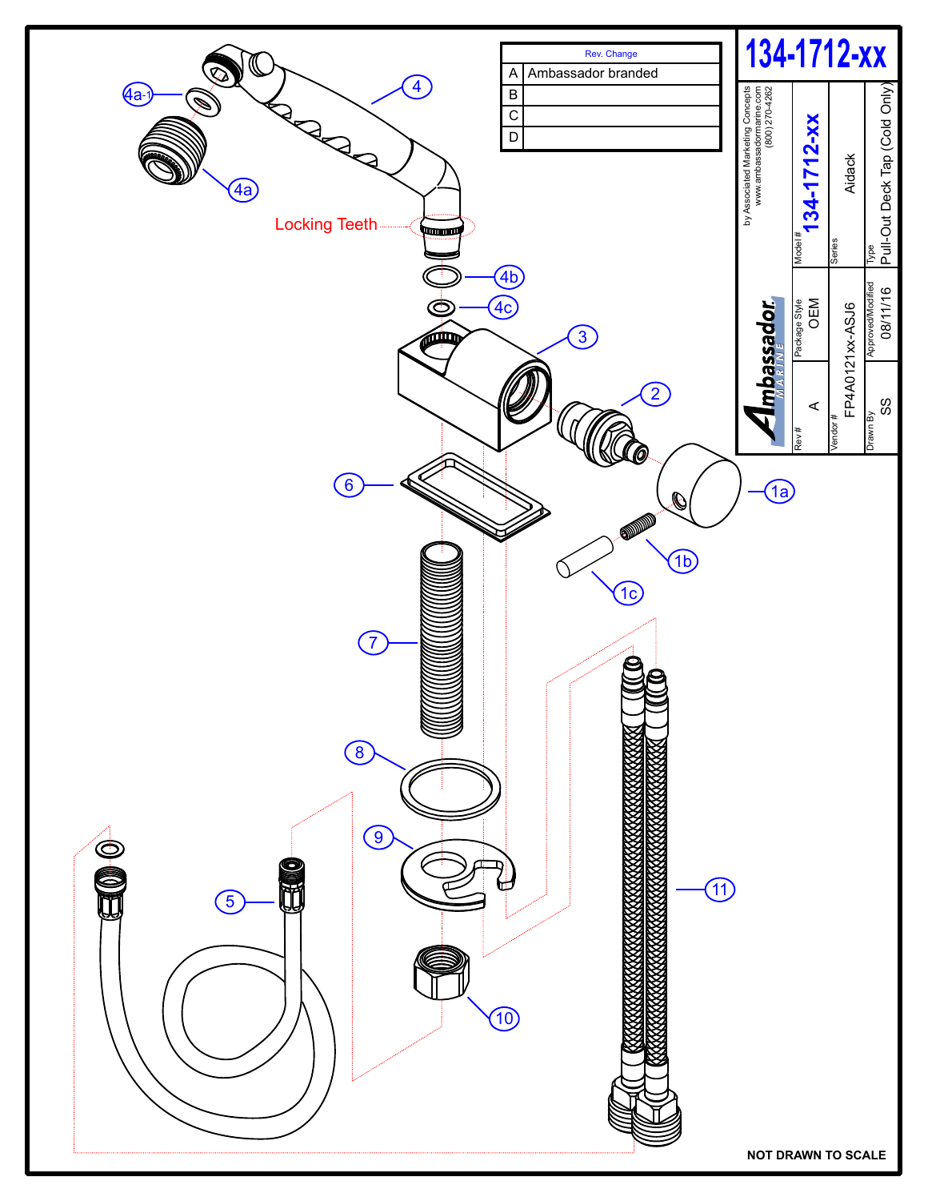# 134-1712-xx

| Rev. | Change |
|---|---|
| A | Ambassador branded |
| B | |
| C | |
| D | |

Ambassador MARINE

by Associated Marketing Concepts
www.ambassadormarine.com
(800) 270-4262

| Field | Value |
|---|---|
| Model # | 134-1712-xx |
| Series | Aidack |
| Type | Pull-Out Deck Tap (Cold Only) |
| Rev # | A |
| Package Style | OEM |
| Vendor # | FP4A0121xx-ASJ6 |
| Drawn By | SS |
| Approved/Modified | 08/11/16 |

Locking Teeth

4a-1, 4a, 4, 4b, 4c, 3, 2, 1a, 1b, 1c, 6, 7, 8, 9, 10, 5, 11

NOT DRAWN TO SCALE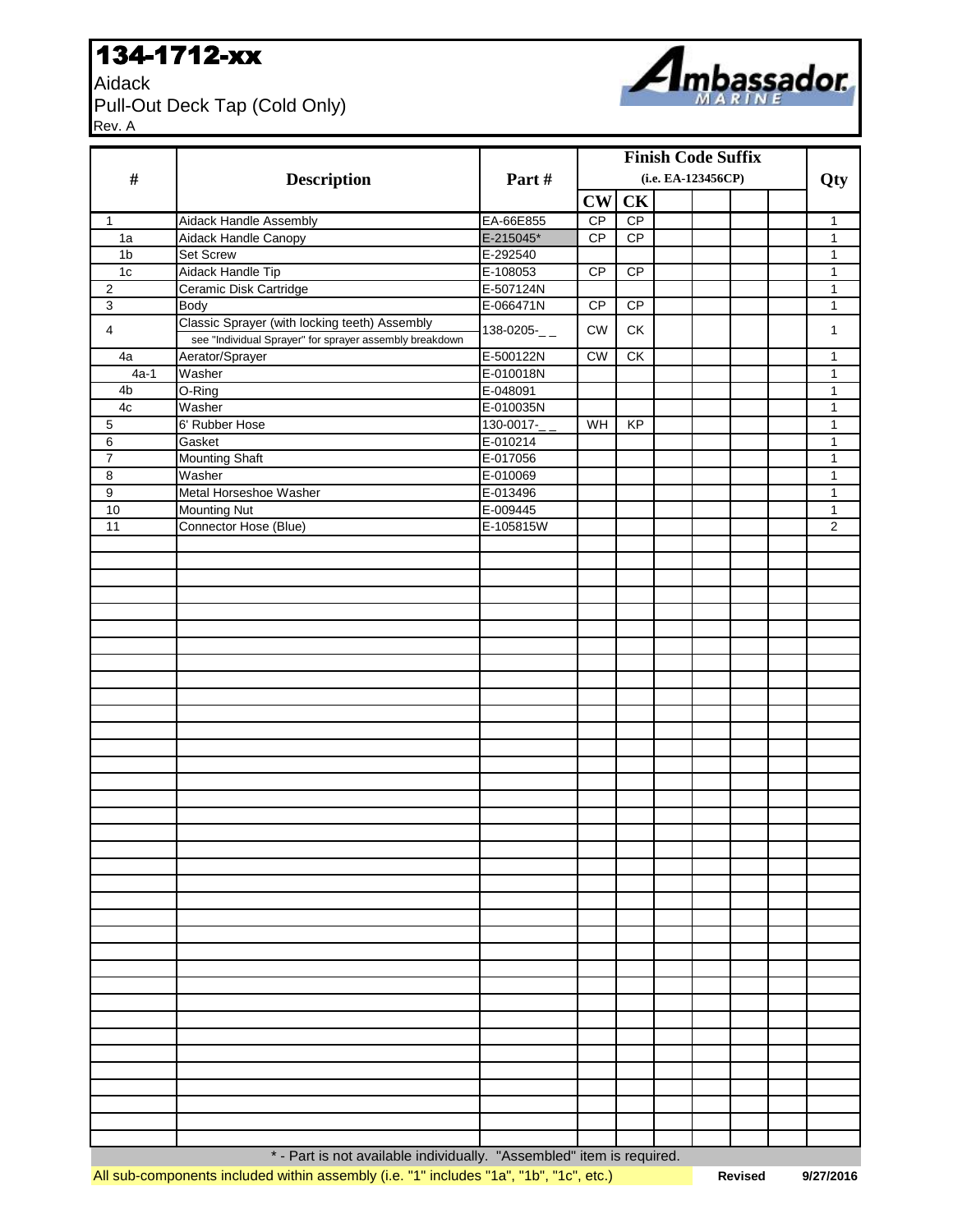# 134-1712-xx

Aidack

Pull-Out Deck Tap (Cold Only)

Rev. A

Ambassador MARINE

| # | Description | Part # | Finish Code Suffix (i.e. EA-123456CP) | | | | | | Qty |
|---|---|---|---|---|---|---|---|---|---|
| | | | CW | CK | | | | | |
| 1 | Aidack Handle Assembly | EA-66E855 | CP | CP | | | | | 1 |
| 1a | Aidack Handle Canopy | E-215045* | CP | CP | | | | | 1 |
| 1b | Set Screw | E-292540 | | | | | | | 1 |
| 1c | Aidack Handle Tip | E-108053 | CP | CP | | | | | 1 |
| 2 | Ceramic Disk Cartridge | E-507124N | | | | | | | 1 |
| 3 | Body | E-066471N | CP | CP | | | | | 1 |
| 4 | Classic Sprayer (with locking teeth) Assembly<br>see "Individual Sprayer" for sprayer assembly breakdown | 138-0205-_ _ | CW | CK | | | | | 1 |
| 4a | Aerator/Sprayer | E-500122N | CW | CK | | | | | 1 |
| 4a-1 | Washer | E-010018N | | | | | | | 1 |
| 4b | O-Ring | E-048091 | | | | | | | 1 |
| 4c | Washer | E-010035N | | | | | | | 1 |
| 5 | 6' Rubber Hose | 130-0017-_ _ | WH | KP | | | | | 1 |
| 6 | Gasket | E-010214 | | | | | | | 1 |
| 7 | Mounting Shaft | E-017056 | | | | | | | 1 |
| 8 | Washer | E-010069 | | | | | | | 1 |
| 9 | Metal Horseshoe Washer | E-013496 | | | | | | | 1 |
| 10 | Mounting Nut | E-009445 | | | | | | | 1 |
| 11 | Connector Hose (Blue) | E-105815W | | | | | | | 2 |

* - Part is not available individually. "Assembled" item is required.

All sub-components included within assembly (i.e. "1" includes "1a", "1b", "1c", etc.)

**Revised** **9/27/2016**